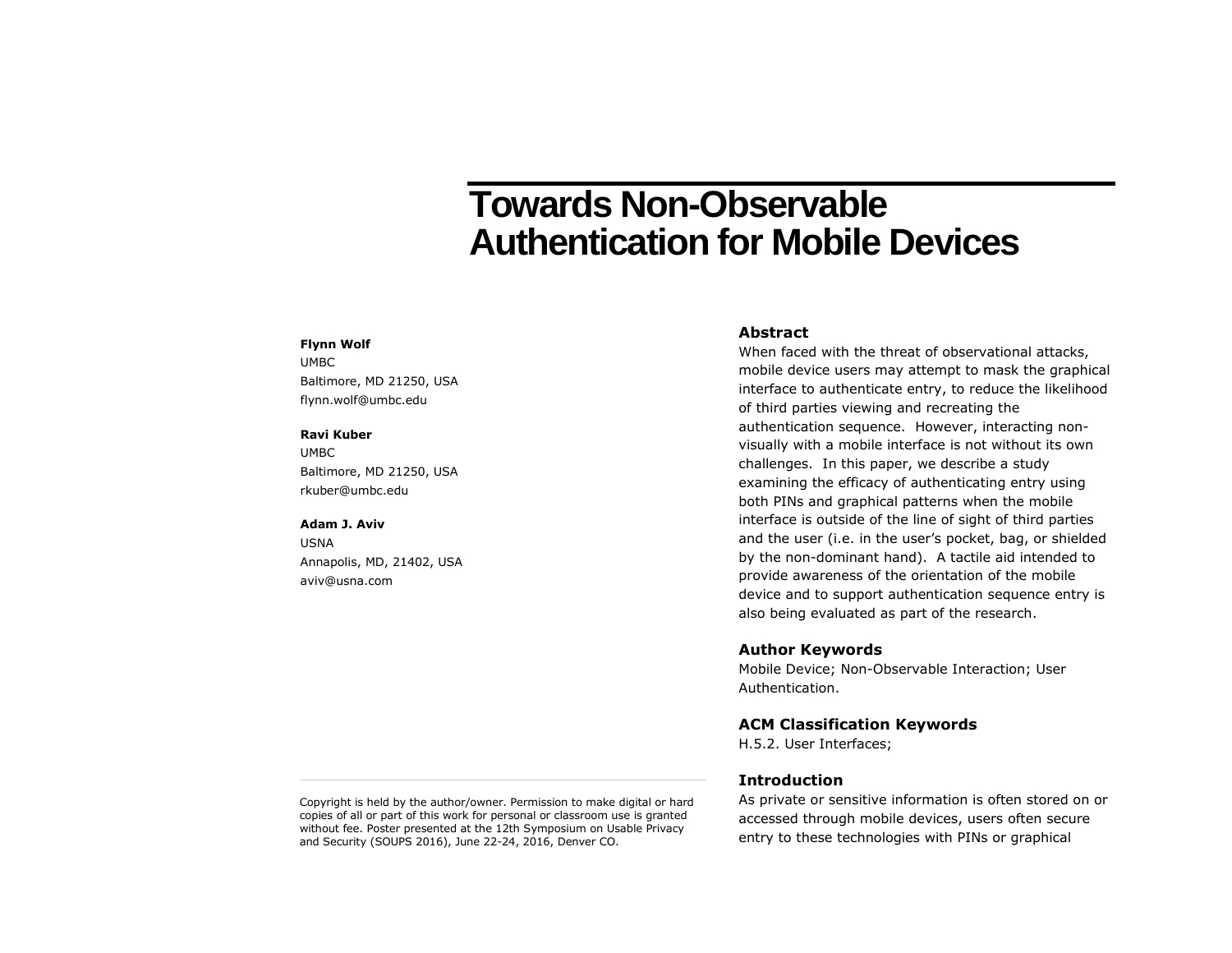# Towards Non-Observable Authentication for Mobile Devices

**Flynn Wolf**
UMBC
Baltimore, MD 21250, USA
flynn.wolf@umbc.edu

**Ravi Kuber**
UMBC
Baltimore, MD 21250, USA
rkuber@umbc.edu

**Adam J. Aviv**
USNA
Annapolis, MD, 21402, USA
aviv@usna.com

Copyright is held by the author/owner. Permission to make digital or hard copies of all or part of this work for personal or classroom use is granted without fee. Poster presented at the 12th Symposium on Usable Privacy and Security (SOUPS 2016), June 22-24, 2016, Denver CO.

## Abstract

When faced with the threat of observational attacks, mobile device users may attempt to mask the graphical interface to authenticate entry, to reduce the likelihood of third parties viewing and recreating the authentication sequence. However, interacting non-visually with a mobile interface is not without its own challenges. In this paper, we describe a study examining the efficacy of authenticating entry using both PINs and graphical patterns when the mobile interface is outside of the line of sight of third parties and the user (i.e. in the user's pocket, bag, or shielded by the non-dominant hand). A tactile aid intended to provide awareness of the orientation of the mobile device and to support authentication sequence entry is also being evaluated as part of the research.

## Author Keywords

Mobile Device; Non-Observable Interaction; User Authentication.

## ACM Classification Keywords

H.5.2. User Interfaces;

## Introduction

As private or sensitive information is often stored on or accessed through mobile devices, users often secure entry to these technologies with PINs or graphical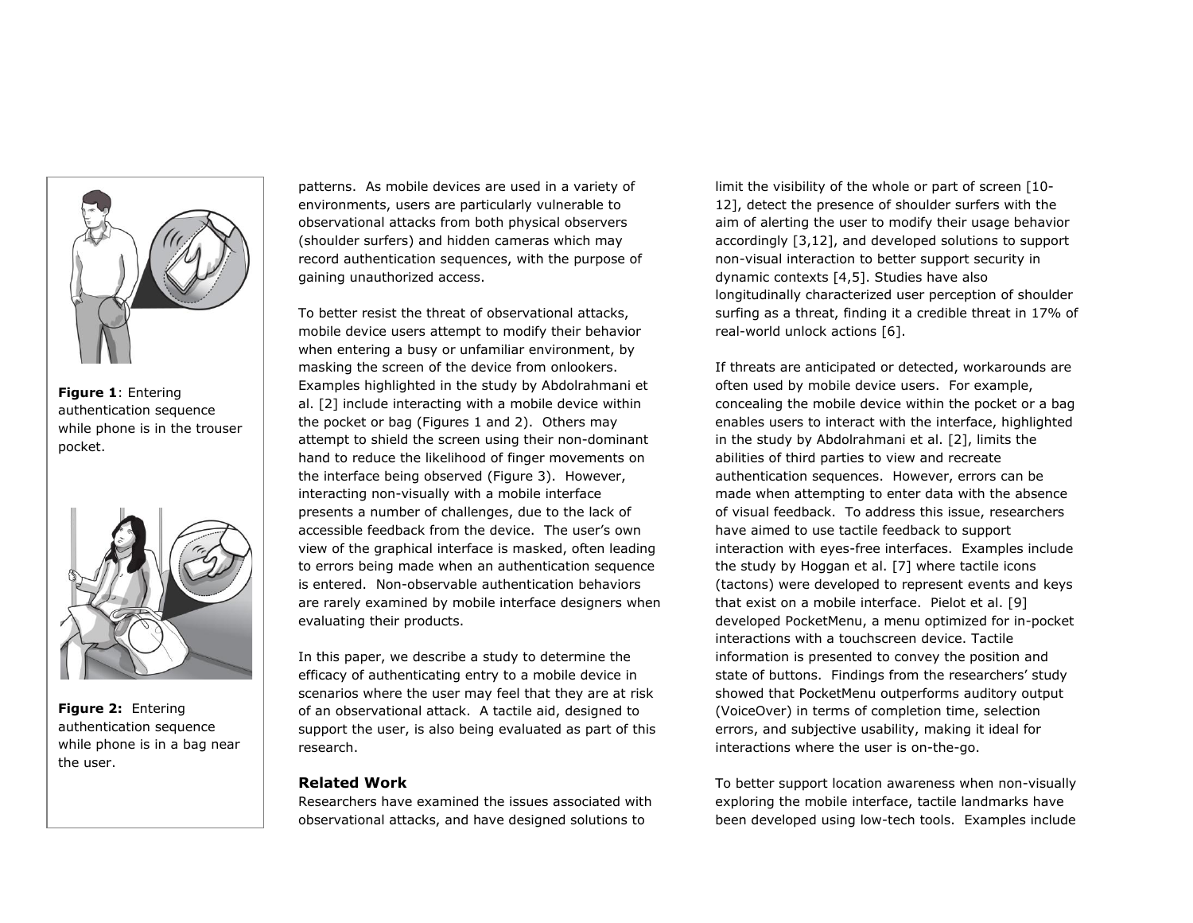Figure 1: Entering authentication sequence while phone is in the trouser pocket.

Figure 2: Entering authentication sequence while phone is in a bag near the user.

patterns. As mobile devices are used in a variety of environments, users are particularly vulnerable to observational attacks from both physical observers (shoulder surfers) and hidden cameras which may record authentication sequences, with the purpose of gaining unauthorized access.

To better resist the threat of observational attacks, mobile device users attempt to modify their behavior when entering a busy or unfamiliar environment, by masking the screen of the device from onlookers. Examples highlighted in the study by Abdolrahmani et al. [2] include interacting with a mobile device within the pocket or bag (Figures 1 and 2). Others may attempt to shield the screen using their non-dominant hand to reduce the likelihood of finger movements on the interface being observed (Figure 3). However, interacting non-visually with a mobile interface presents a number of challenges, due to the lack of accessible feedback from the device. The user's own view of the graphical interface is masked, often leading to errors being made when an authentication sequence is entered. Non-observable authentication behaviors are rarely examined by mobile interface designers when evaluating their products.

In this paper, we describe a study to determine the efficacy of authenticating entry to a mobile device in scenarios where the user may feel that they are at risk of an observational attack. A tactile aid, designed to support the user, is also being evaluated as part of this research.

## Related Work

Researchers have examined the issues associated with observational attacks, and have designed solutions to limit the visibility of the whole or part of screen [10-12], detect the presence of shoulder surfers with the aim of alerting the user to modify their usage behavior accordingly [3,12], and developed solutions to support non-visual interaction to better support security in dynamic contexts [4,5]. Studies have also longitudinally characterized user perception of shoulder surfing as a threat, finding it a credible threat in 17% of real-world unlock actions [6].

If threats are anticipated or detected, workarounds are often used by mobile device users. For example, concealing the mobile device within the pocket or a bag enables users to interact with the interface, highlighted in the study by Abdolrahmani et al. [2], limits the abilities of third parties to view and recreate authentication sequences. However, errors can be made when attempting to enter data with the absence of visual feedback. To address this issue, researchers have aimed to use tactile feedback to support interaction with eyes-free interfaces. Examples include the study by Hoggan et al. [7] where tactile icons (tactons) were developed to represent events and keys that exist on a mobile interface. Pielot et al. [9] developed PocketMenu, a menu optimized for in-pocket interactions with a touchscreen device. Tactile information is presented to convey the position and state of buttons. Findings from the researchers' study showed that PocketMenu outperforms auditory output (VoiceOver) in terms of completion time, selection errors, and subjective usability, making it ideal for interactions where the user is on-the-go.

To better support location awareness when non-visually exploring the mobile interface, tactile landmarks have been developed using low-tech tools. Examples include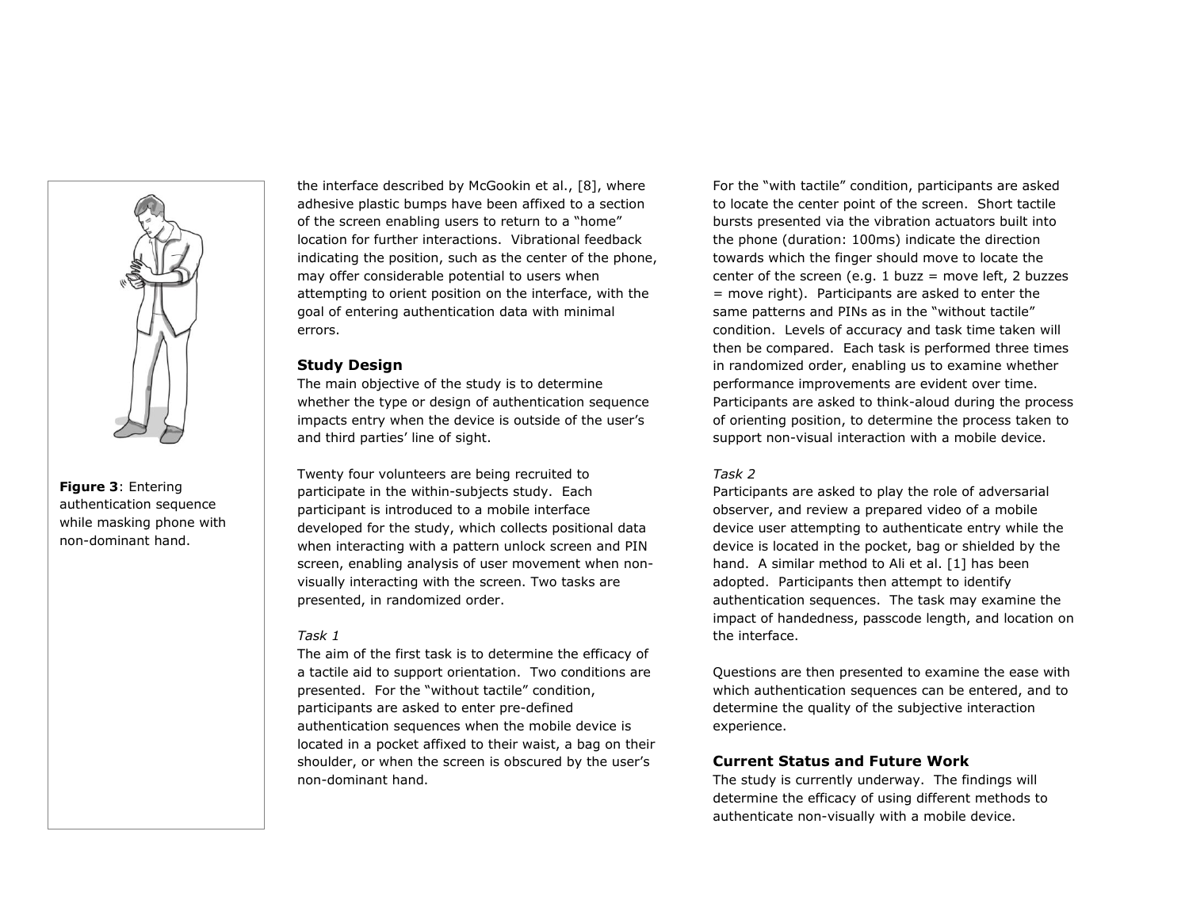**Figure 3**: Entering authentication sequence while masking phone with non-dominant hand.

the interface described by McGookin et al., [8], where adhesive plastic bumps have been affixed to a section of the screen enabling users to return to a "home" location for further interactions. Vibrational feedback indicating the position, such as the center of the phone, may offer considerable potential to users when attempting to orient position on the interface, with the goal of entering authentication data with minimal errors.

## Study Design

The main objective of the study is to determine whether the type or design of authentication sequence impacts entry when the device is outside of the user's and third parties' line of sight.

Twenty four volunteers are being recruited to participate in the within-subjects study. Each participant is introduced to a mobile interface developed for the study, which collects positional data when interacting with a pattern unlock screen and PIN screen, enabling analysis of user movement when non-visually interacting with the screen. Two tasks are presented, in randomized order.

*Task 1*

The aim of the first task is to determine the efficacy of a tactile aid to support orientation. Two conditions are presented. For the "without tactile" condition, participants are asked to enter pre-defined authentication sequences when the mobile device is located in a pocket affixed to their waist, a bag on their shoulder, or when the screen is obscured by the user's non-dominant hand.

For the "with tactile" condition, participants are asked to locate the center point of the screen. Short tactile bursts presented via the vibration actuators built into the phone (duration: 100ms) indicate the direction towards which the finger should move to locate the center of the screen (e.g. 1 buzz = move left, 2 buzzes = move right). Participants are asked to enter the same patterns and PINs as in the "without tactile" condition. Levels of accuracy and task time taken will then be compared. Each task is performed three times in randomized order, enabling us to examine whether performance improvements are evident over time. Participants are asked to think-aloud during the process of orienting position, to determine the process taken to support non-visual interaction with a mobile device.

*Task 2*

Participants are asked to play the role of adversarial observer, and review a prepared video of a mobile device user attempting to authenticate entry while the device is located in the pocket, bag or shielded by the hand. A similar method to Ali et al. [1] has been adopted. Participants then attempt to identify authentication sequences. The task may examine the impact of handedness, passcode length, and location on the interface.

Questions are then presented to examine the ease with which authentication sequences can be entered, and to determine the quality of the subjective interaction experience.

## Current Status and Future Work

The study is currently underway. The findings will determine the efficacy of using different methods to authenticate non-visually with a mobile device.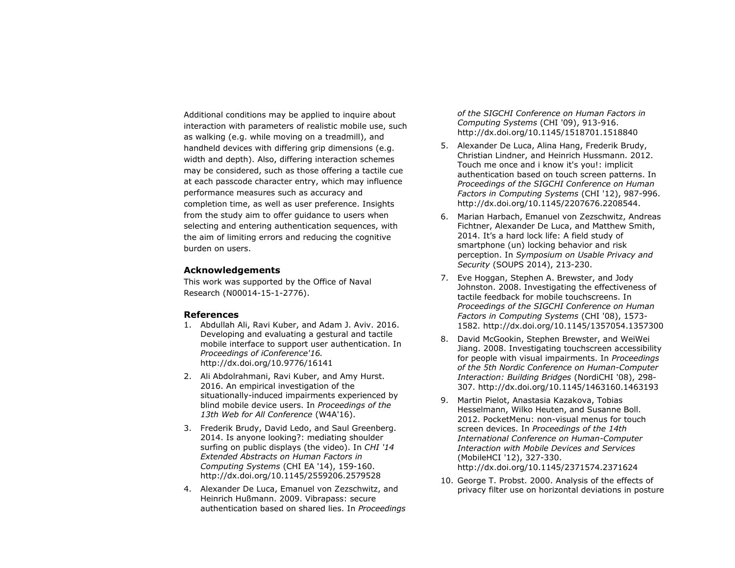Additional conditions may be applied to inquire about interaction with parameters of realistic mobile use, such as walking (e.g. while moving on a treadmill), and handheld devices with differing grip dimensions (e.g. width and depth). Also, differing interaction schemes may be considered, such as those offering a tactile cue at each passcode character entry, which may influence performance measures such as accuracy and completion time, as well as user preference. Insights from the study aim to offer guidance to users when selecting and entering authentication sequences, with the aim of limiting errors and reducing the cognitive burden on users.

## Acknowledgements

This work was supported by the Office of Naval Research (N00014-15-1-2776).

## References

1. Abdullah Ali, Ravi Kuber, and Adam J. Aviv. 2016. Developing and evaluating a gestural and tactile mobile interface to support user authentication. In *Proceedings of iConference'16.* http://dx.doi.org/10.9776/16141
2. Ali Abdolrahmani, Ravi Kuber, and Amy Hurst. 2016. An empirical investigation of the situationally-induced impairments experienced by blind mobile device users. In *Proceedings of the 13th Web for All Conference* (W4A'16).
3. Frederik Brudy, David Ledo, and Saul Greenberg. 2014. Is anyone looking?: mediating shoulder surfing on public displays (the video). In *CHI '14 Extended Abstracts on Human Factors in Computing Systems* (CHI EA '14), 159-160. http://dx.doi.org/10.1145/2559206.2579528
4. Alexander De Luca, Emanuel von Zezschwitz, and Heinrich Hußmann. 2009. Vibrapass: secure authentication based on shared lies. In *Proceedings of the SIGCHI Conference on Human Factors in Computing Systems* (CHI '09), 913-916. http://dx.doi.org/10.1145/1518701.1518840
5. Alexander De Luca, Alina Hang, Frederik Brudy, Christian Lindner, and Heinrich Hussmann. 2012. Touch me once and i know it's you!: implicit authentication based on touch screen patterns. In *Proceedings of the SIGCHI Conference on Human Factors in Computing Systems* (CHI '12), 987-996. http://dx.doi.org/10.1145/2207676.2208544.
6. Marian Harbach, Emanuel von Zezschwitz, Andreas Fichtner, Alexander De Luca, and Matthew Smith, 2014. It's a hard lock life: A field study of smartphone (un) locking behavior and risk perception. In *Symposium on Usable Privacy and Security* (SOUPS 2014), 213-230.
7. Eve Hoggan, Stephen A. Brewster, and Jody Johnston. 2008. Investigating the effectiveness of tactile feedback for mobile touchscreens. In *Proceedings of the SIGCHI Conference on Human Factors in Computing Systems* (CHI '08), 1573-1582. http://dx.doi.org/10.1145/1357054.1357300
8. David McGookin, Stephen Brewster, and WeiWei Jiang. 2008. Investigating touchscreen accessibility for people with visual impairments. In *Proceedings of the 5th Nordic Conference on Human-Computer Interaction: Building Bridges* (NordiCHI '08), 298-307. http://dx.doi.org/10.1145/1463160.1463193
9. Martin Pielot, Anastasia Kazakova, Tobias Hesselmann, Wilko Heuten, and Susanne Boll. 2012. PocketMenu: non-visual menus for touch screen devices. In *Proceedings of the 14th International Conference on Human-Computer Interaction with Mobile Devices and Services* (MobileHCI '12), 327-330. http://dx.doi.org/10.1145/2371574.2371624
10. George T. Probst. 2000. Analysis of the effects of privacy filter use on horizontal deviations in posture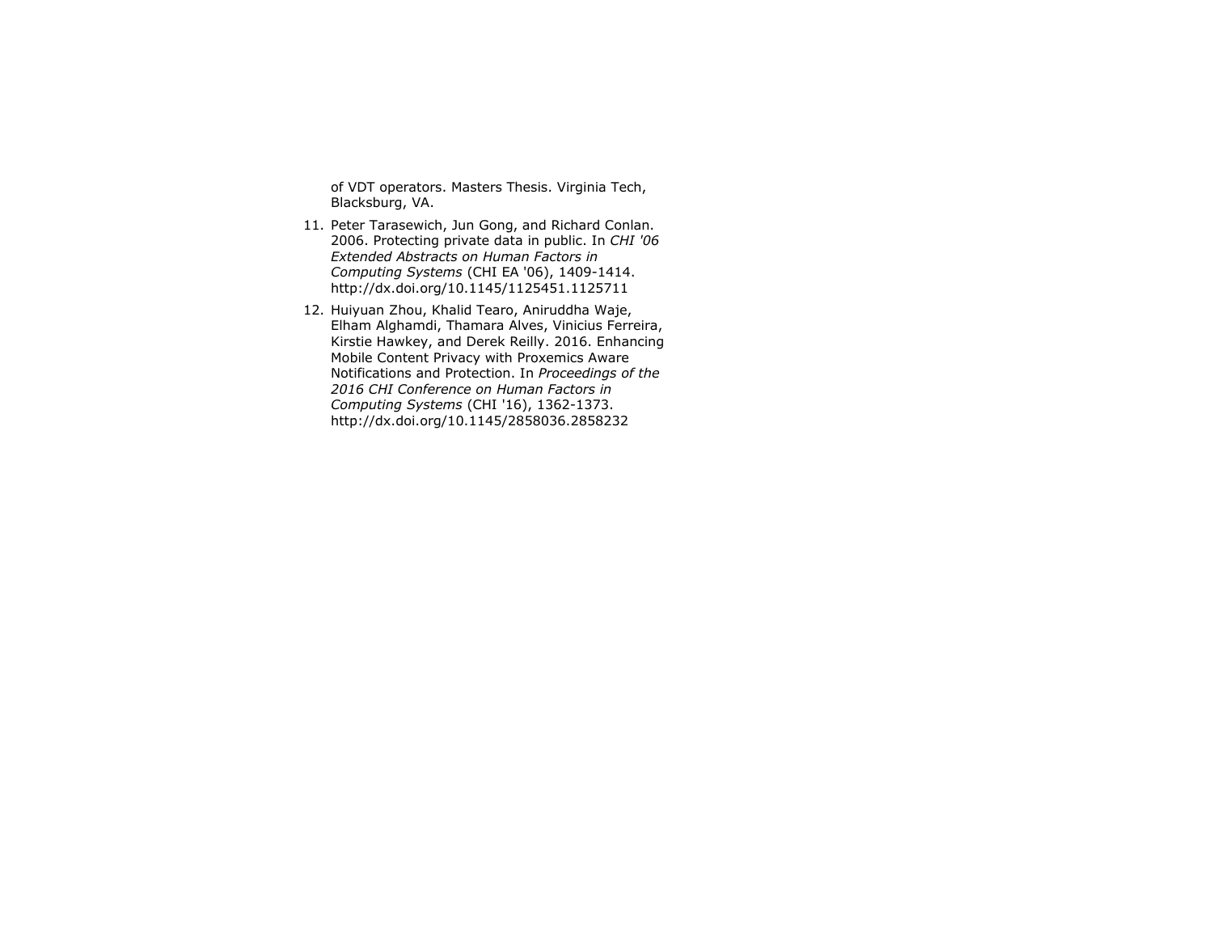of VDT operators. Masters Thesis. Virginia Tech, Blacksburg, VA.

11. Peter Tarasewich, Jun Gong, and Richard Conlan. 2006. Protecting private data in public. In *CHI '06 Extended Abstracts on Human Factors in Computing Systems* (CHI EA '06), 1409-1414. http://dx.doi.org/10.1145/1125451.1125711

12. Huiyuan Zhou, Khalid Tearo, Aniruddha Waje, Elham Alghamdi, Thamara Alves, Vinicius Ferreira, Kirstie Hawkey, and Derek Reilly. 2016. Enhancing Mobile Content Privacy with Proxemics Aware Notifications and Protection. In *Proceedings of the 2016 CHI Conference on Human Factors in Computing Systems* (CHI '16), 1362-1373. http://dx.doi.org/10.1145/2858036.2858232